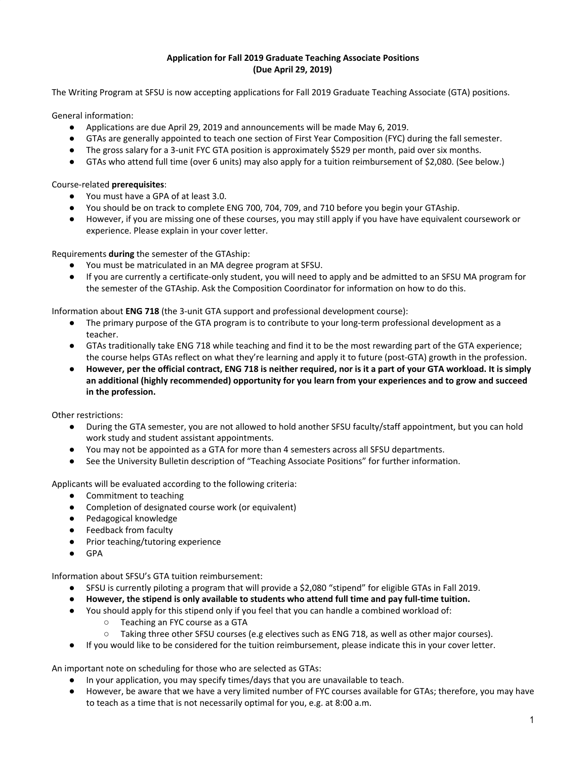**Application for Fall 2019 Graduate Teaching Associate Positions**
**(Due April 29, 2019)**

The Writing Program at SFSU is now accepting applications for Fall 2019 Graduate Teaching Associate (GTA) positions.

General information:

- Applications are due April 29, 2019 and announcements will be made May 6, 2019.
- GTAs are generally appointed to teach one section of First Year Composition (FYC) during the fall semester.
- The gross salary for a 3-unit FYC GTA position is approximately $529 per month, paid over six months.
- GTAs who attend full time (over 6 units) may also apply for a tuition reimbursement of $2,080. (See below.)

Course-related **prerequisites**:

- You must have a GPA of at least 3.0.
- You should be on track to complete ENG 700, 704, 709, and 710 before you begin your GTAship.
- However, if you are missing one of these courses, you may still apply if you have have equivalent coursework or experience. Please explain in your cover letter.

Requirements **during** the semester of the GTAship:

- You must be matriculated in an MA degree program at SFSU.
- If you are currently a certificate-only student, you will need to apply and be admitted to an SFSU MA program for the semester of the GTAship. Ask the Composition Coordinator for information on how to do this.

Information about **ENG 718** (the 3-unit GTA support and professional development course):

- The primary purpose of the GTA program is to contribute to your long-term professional development as a teacher.
- GTAs traditionally take ENG 718 while teaching and find it to be the most rewarding part of the GTA experience; the course helps GTAs reflect on what they're learning and apply it to future (post-GTA) growth in the profession.
- **However, per the official contract, ENG 718 is neither required, nor is it a part of your GTA workload. It is simply an additional (highly recommended) opportunity for you learn from your experiences and to grow and succeed in the profession.**

Other restrictions:

- During the GTA semester, you are not allowed to hold another SFSU faculty/staff appointment, but you can hold work study and student assistant appointments.
- You may not be appointed as a GTA for more than 4 semesters across all SFSU departments.
- See the University Bulletin description of "Teaching Associate Positions" for further information.

Applicants will be evaluated according to the following criteria:

- Commitment to teaching
- Completion of designated course work (or equivalent)
- Pedagogical knowledge
- Feedback from faculty
- Prior teaching/tutoring experience
- GPA

Information about SFSU's GTA tuition reimbursement:

- SFSU is currently piloting a program that will provide a $2,080 "stipend" for eligible GTAs in Fall 2019.
- **However, the stipend is only available to students who attend full time and pay full-time tuition.**
- You should apply for this stipend only if you feel that you can handle a combined workload of:
  - Teaching an FYC course as a GTA
  - Taking three other SFSU courses (e.g electives such as ENG 718, as well as other major courses).
- If you would like to be considered for the tuition reimbursement, please indicate this in your cover letter.

An important note on scheduling for those who are selected as GTAs:

- In your application, you may specify times/days that you are unavailable to teach.
- However, be aware that we have a very limited number of FYC courses available for GTAs; therefore, you may have to teach as a time that is not necessarily optimal for you, e.g. at 8:00 a.m.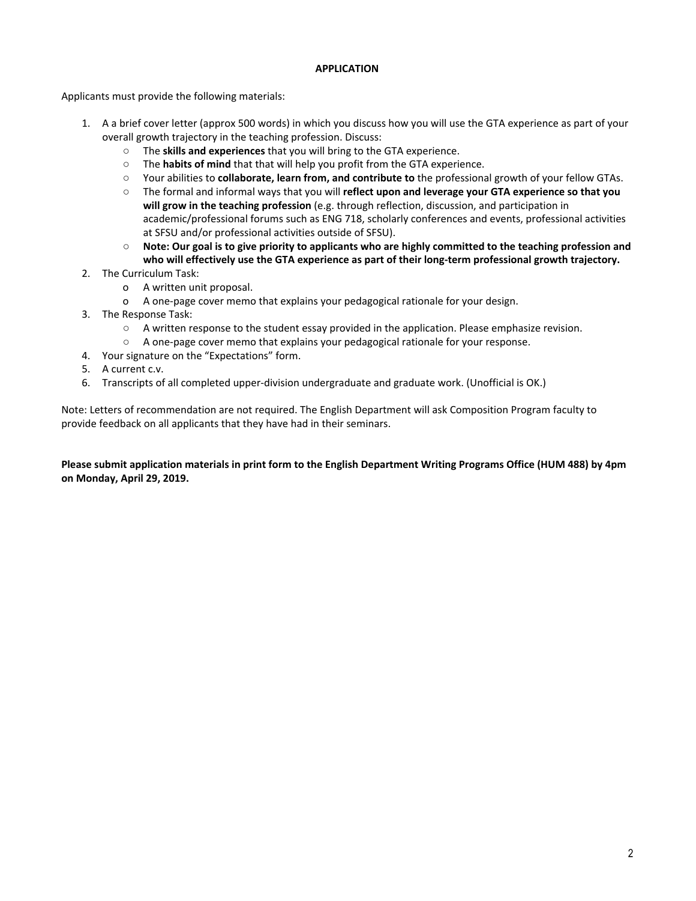## APPLICATION

Applicants must provide the following materials:

1. A a brief cover letter (approx 500 words) in which you discuss how you will use the GTA experience as part of your overall growth trajectory in the teaching profession. Discuss:
   - The **skills and experiences** that you will bring to the GTA experience.
   - The **habits of mind** that that will help you profit from the GTA experience.
   - Your abilities to **collaborate, learn from, and contribute to** the professional growth of your fellow GTAs.
   - The formal and informal ways that you will **reflect upon and leverage your GTA experience so that you will grow in the teaching profession** (e.g. through reflection, discussion, and participation in academic/professional forums such as ENG 718, scholarly conferences and events, professional activities at SFSU and/or professional activities outside of SFSU).
   - **Note: Our goal is to give priority to applicants who are highly committed to the teaching profession and who will effectively use the GTA experience as part of their long-term professional growth trajectory.**
2. The Curriculum Task:
   - A written unit proposal.
   - A one-page cover memo that explains your pedagogical rationale for your design.
3. The Response Task:
   - A written response to the student essay provided in the application. Please emphasize revision.
   - A one-page cover memo that explains your pedagogical rationale for your response.
4. Your signature on the "Expectations" form.
5. A current c.v.
6. Transcripts of all completed upper-division undergraduate and graduate work. (Unofficial is OK.)

Note: Letters of recommendation are not required. The English Department will ask Composition Program faculty to provide feedback on all applicants that they have had in their seminars.

**Please submit application materials in print form to the English Department Writing Programs Office (HUM 488) by 4pm on Monday, April 29, 2019.**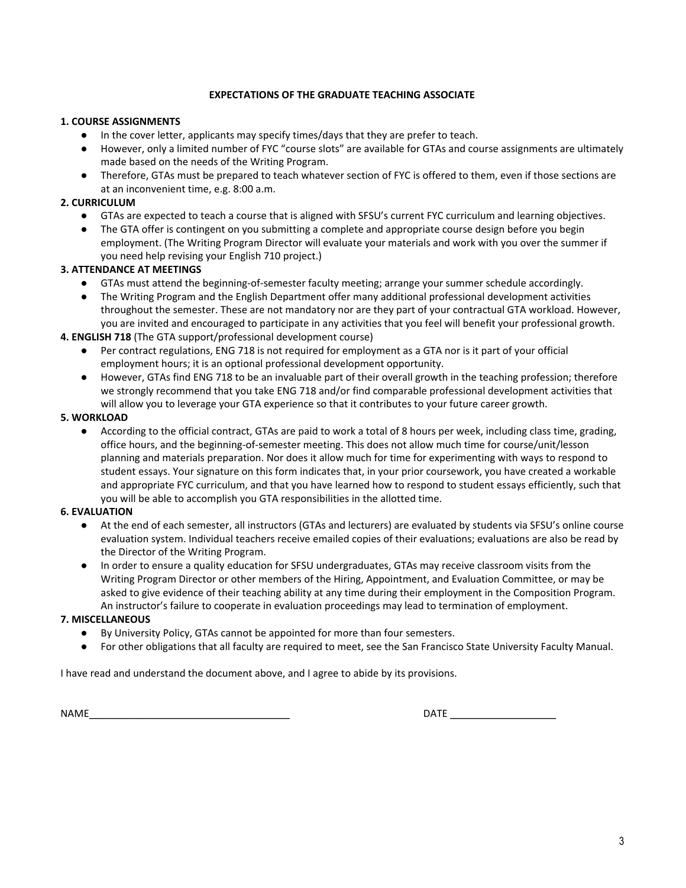## EXPECTATIONS OF THE GRADUATE TEACHING ASSOCIATE

**1. COURSE ASSIGNMENTS**

- In the cover letter, applicants may specify times/days that they are prefer to teach.
- However, only a limited number of FYC "course slots" are available for GTAs and course assignments are ultimately made based on the needs of the Writing Program.
- Therefore, GTAs must be prepared to teach whatever section of FYC is offered to them, even if those sections are at an inconvenient time, e.g. 8:00 a.m.

**2. CURRICULUM**

- GTAs are expected to teach a course that is aligned with SFSU's current FYC curriculum and learning objectives.
- The GTA offer is contingent on you submitting a complete and appropriate course design before you begin employment. (The Writing Program Director will evaluate your materials and work with you over the summer if you need help revising your English 710 project.)

**3. ATTENDANCE AT MEETINGS**

- GTAs must attend the beginning-of-semester faculty meeting; arrange your summer schedule accordingly.
- The Writing Program and the English Department offer many additional professional development activities throughout the semester. These are not mandatory nor are they part of your contractual GTA workload. However, you are invited and encouraged to participate in any activities that you feel will benefit your professional growth.

**4. ENGLISH 718** (The GTA support/professional development course)

- Per contract regulations, ENG 718 is not required for employment as a GTA nor is it part of your official employment hours; it is an optional professional development opportunity.
- However, GTAs find ENG 718 to be an invaluable part of their overall growth in the teaching profession; therefore we strongly recommend that you take ENG 718 and/or find comparable professional development activities that will allow you to leverage your GTA experience so that it contributes to your future career growth.

**5. WORKLOAD**

- According to the official contract, GTAs are paid to work a total of 8 hours per week, including class time, grading, office hours, and the beginning-of-semester meeting. This does not allow much time for course/unit/lesson planning and materials preparation. Nor does it allow much for time for experimenting with ways to respond to student essays. Your signature on this form indicates that, in your prior coursework, you have created a workable and appropriate FYC curriculum, and that you have learned how to respond to student essays efficiently, such that you will be able to accomplish you GTA responsibilities in the allotted time.

**6. EVALUATION**

- At the end of each semester, all instructors (GTAs and lecturers) are evaluated by students via SFSU's online course evaluation system. Individual teachers receive emailed copies of their evaluations; evaluations are also be read by the Director of the Writing Program.
- In order to ensure a quality education for SFSU undergraduates, GTAs may receive classroom visits from the Writing Program Director or other members of the Hiring, Appointment, and Evaluation Committee, or may be asked to give evidence of their teaching ability at any time during their employment in the Composition Program. An instructor's failure to cooperate in evaluation proceedings may lead to termination of employment.

**7. MISCELLANEOUS**

- By University Policy, GTAs cannot be appointed for more than four semesters.
- For other obligations that all faculty are required to meet, see the San Francisco State University Faculty Manual.

I have read and understand the document above, and I agree to abide by its provisions.

NAME___________________________________ DATE ___________________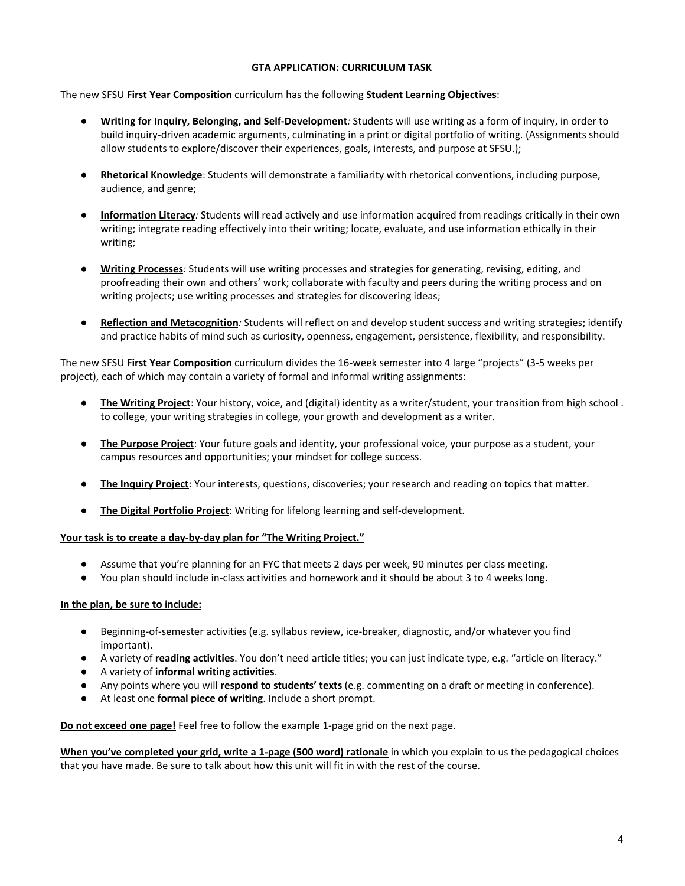**GTA APPLICATION: CURRICULUM TASK**

The new SFSU **First Year Composition** curriculum has the following **Student Learning Objectives**:

- **<u>Writing for Inquiry, Belonging, and Self-Development</u>***:* Students will use writing as a form of inquiry, in order to build inquiry-driven academic arguments, culminating in a print or digital portfolio of writing. (Assignments should allow students to explore/discover their experiences, goals, interests, and purpose at SFSU.);
- **<u>Rhetorical Knowledge</u>**: Students will demonstrate a familiarity with rhetorical conventions, including purpose, audience, and genre;
- **<u>Information Literacy</u>***:* Students will read actively and use information acquired from readings critically in their own writing; integrate reading effectively into their writing; locate, evaluate, and use information ethically in their writing;
- **<u>Writing Processes</u>***:* Students will use writing processes and strategies for generating, revising, editing, and proofreading their own and others' work; collaborate with faculty and peers during the writing process and on writing projects; use writing processes and strategies for discovering ideas;
- **<u>Reflection and Metacognition</u>***:* Students will reflect on and develop student success and writing strategies; identify and practice habits of mind such as curiosity, openness, engagement, persistence, flexibility, and responsibility.

The new SFSU **First Year Composition** curriculum divides the 16-week semester into 4 large "projects" (3-5 weeks per project), each of which may contain a variety of formal and informal writing assignments:

- **<u>The Writing Project</u>**: Your history, voice, and (digital) identity as a writer/student, your transition from high school . to college, your writing strategies in college, your growth and development as a writer.
- **<u>The Purpose Project</u>**: Your future goals and identity, your professional voice, your purpose as a student, your campus resources and opportunities; your mindset for college success.
- **<u>The Inquiry Project</u>**: Your interests, questions, discoveries; your research and reading on topics that matter.
- **<u>The Digital Portfolio Project</u>**: Writing for lifelong learning and self-development.

**<u>Your task is to create a day-by-day plan for "The Writing Project."</u>**

- Assume that you're planning for an FYC that meets 2 days per week, 90 minutes per class meeting.
- You plan should include in-class activities and homework and it should be about 3 to 4 weeks long.

**<u>In the plan, be sure to include:</u>**

- Beginning-of-semester activities (e.g. syllabus review, ice-breaker, diagnostic, and/or whatever you find important).
- A variety of **reading activities**. You don't need article titles; you can just indicate type, e.g. "article on literacy."
- A variety of **informal writing activities**.
- Any points where you will **respond to students' texts** (e.g. commenting on a draft or meeting in conference).
- At least one **formal piece of writing**. Include a short prompt.

**<u>Do not exceed one page!</u>** Feel free to follow the example 1-page grid on the next page.

**<u>When you've completed your grid, write a 1-page (500 word) rationale</u>** in which you explain to us the pedagogical choices that you have made. Be sure to talk about how this unit will fit in with the rest of the course.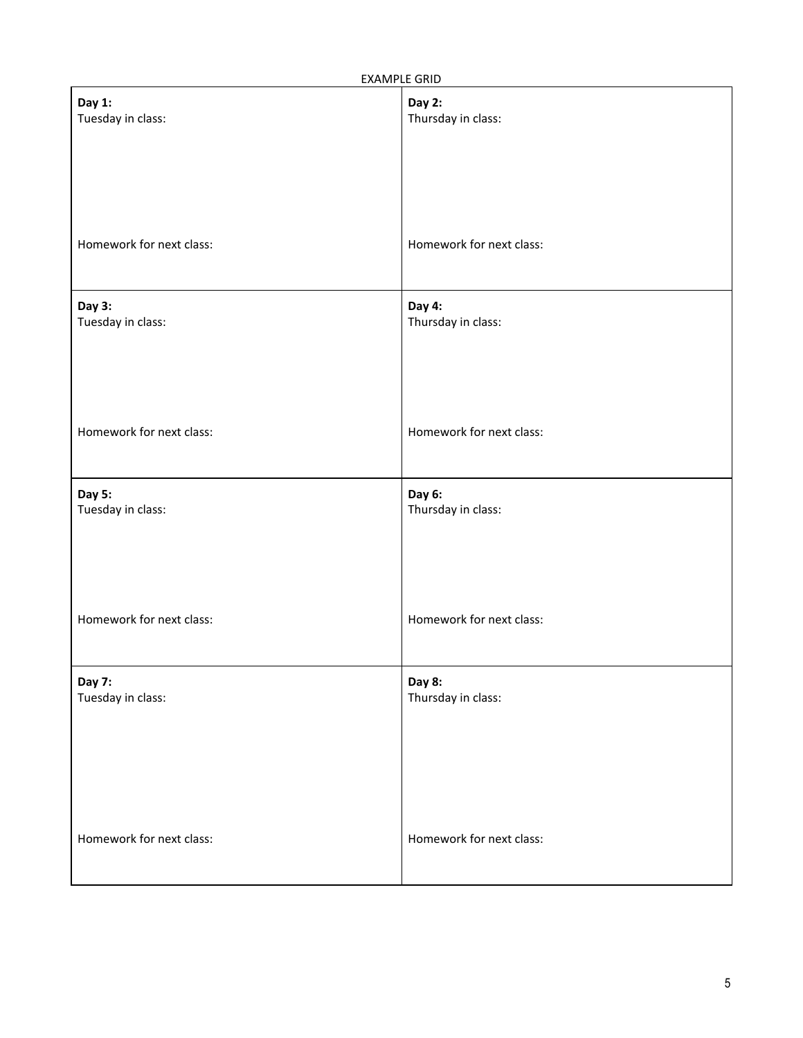EXAMPLE GRID

| **Day 1:**<br>Tuesday in class:<br><br><br><br><br>Homework for next class: | **Day 2:**<br>Thursday in class:<br><br><br><br><br>Homework for next class: |
| --- | --- |
| **Day 3:**<br>Tuesday in class:<br><br><br><br><br>Homework for next class: | **Day 4:**<br>Thursday in class:<br><br><br><br><br>Homework for next class: |
| **Day 5:**<br>Tuesday in class:<br><br><br><br><br>Homework for next class: | **Day 6:**<br>Thursday in class:<br><br><br><br><br>Homework for next class: |
| **Day 7:**<br>Tuesday in class:<br><br><br><br><br>Homework for next class: | **Day 8:**<br>Thursday in class:<br><br><br><br><br>Homework for next class: |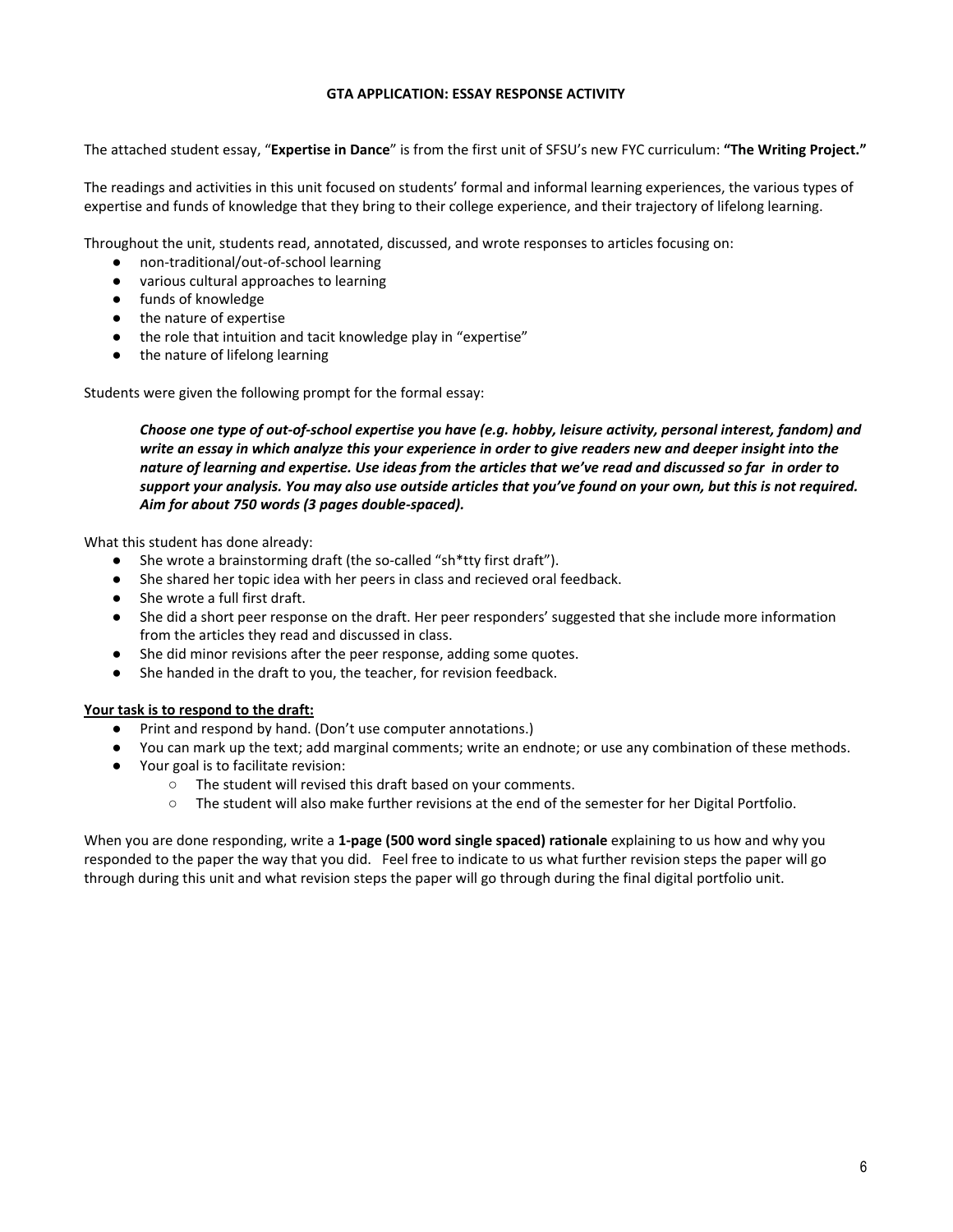**GTA APPLICATION: ESSAY RESPONSE ACTIVITY**

The attached student essay, "**Expertise in Dance**" is from the first unit of SFSU's new FYC curriculum: **"The Writing Project."**

The readings and activities in this unit focused on students' formal and informal learning experiences, the various types of expertise and funds of knowledge that they bring to their college experience, and their trajectory of lifelong learning.

Throughout the unit, students read, annotated, discussed, and wrote responses to articles focusing on:

- non-traditional/out-of-school learning
- various cultural approaches to learning
- funds of knowledge
- the nature of expertise
- the role that intuition and tacit knowledge play in "expertise"
- the nature of lifelong learning

Students were given the following prompt for the formal essay:

> ***Choose one type of out-of-school expertise you have (e.g. hobby, leisure activity, personal interest, fandom) and write an essay in which analyze this your experience in order to give readers new and deeper insight into the nature of learning and expertise. Use ideas from the articles that we've read and discussed so far in order to support your analysis. You may also use outside articles that you've found on your own, but this is not required. Aim for about 750 words (3 pages double-spaced).***

What this student has done already:

- She wrote a brainstorming draft (the so-called "sh*tty first draft").
- She shared her topic idea with her peers in class and recieved oral feedback.
- She wrote a full first draft.
- She did a short peer response on the draft. Her peer responders' suggested that she include more information from the articles they read and discussed in class.
- She did minor revisions after the peer response, adding some quotes.
- She handed in the draft to you, the teacher, for revision feedback.

<u>**Your task is to respond to the draft:**</u>

- Print and respond by hand. (Don't use computer annotations.)
- You can mark up the text; add marginal comments; write an endnote; or use any combination of these methods.
- Your goal is to facilitate revision:
  - The student will revised this draft based on your comments.
  - The student will also make further revisions at the end of the semester for her Digital Portfolio.

When you are done responding, write a **1-page (500 word single spaced) rationale** explaining to us how and why you responded to the paper the way that you did. Feel free to indicate to us what further revision steps the paper will go through during this unit and what revision steps the paper will go through during the final digital portfolio unit.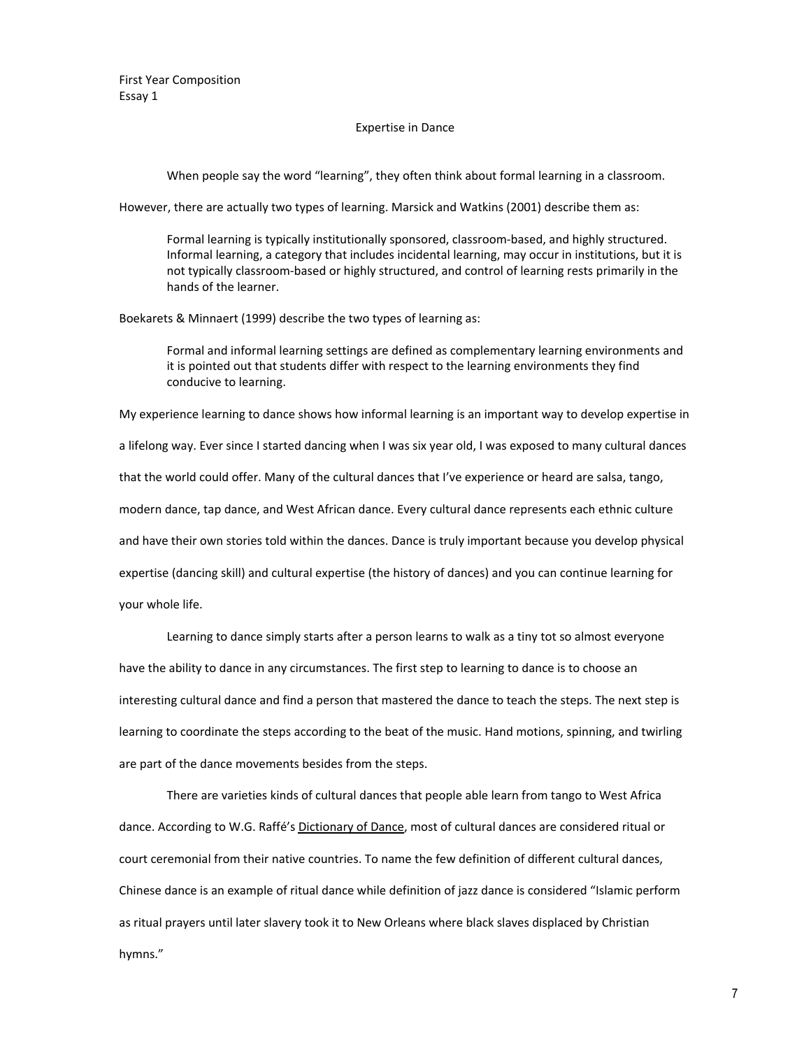First Year Composition
Essay 1

Expertise in Dance

When people say the word "learning", they often think about formal learning in a classroom. However, there are actually two types of learning. Marsick and Watkins (2001) describe them as:

> Formal learning is typically institutionally sponsored, classroom-based, and highly structured. Informal learning, a category that includes incidental learning, may occur in institutions, but it is not typically classroom-based or highly structured, and control of learning rests primarily in the hands of the learner.

Boekarets & Minnaert (1999) describe the two types of learning as:

> Formal and informal learning settings are defined as complementary learning environments and it is pointed out that students differ with respect to the learning environments they find conducive to learning.

My experience learning to dance shows how informal learning is an important way to develop expertise in a lifelong way. Ever since I started dancing when I was six year old, I was exposed to many cultural dances that the world could offer. Many of the cultural dances that I've experience or heard are salsa, tango, modern dance, tap dance, and West African dance. Every cultural dance represents each ethnic culture and have their own stories told within the dances. Dance is truly important because you develop physical expertise (dancing skill) and cultural expertise (the history of dances) and you can continue learning for your whole life.

Learning to dance simply starts after a person learns to walk as a tiny tot so almost everyone have the ability to dance in any circumstances. The first step to learning to dance is to choose an interesting cultural dance and find a person that mastered the dance to teach the steps. The next step is learning to coordinate the steps according to the beat of the music. Hand motions, spinning, and twirling are part of the dance movements besides from the steps.

There are varieties kinds of cultural dances that people able learn from tango to West Africa dance. According to W.G. Raffé's Dictionary of Dance, most of cultural dances are considered ritual or court ceremonial from their native countries. To name the few definition of different cultural dances, Chinese dance is an example of ritual dance while definition of jazz dance is considered "Islamic perform as ritual prayers until later slavery took it to New Orleans where black slaves displaced by Christian hymns."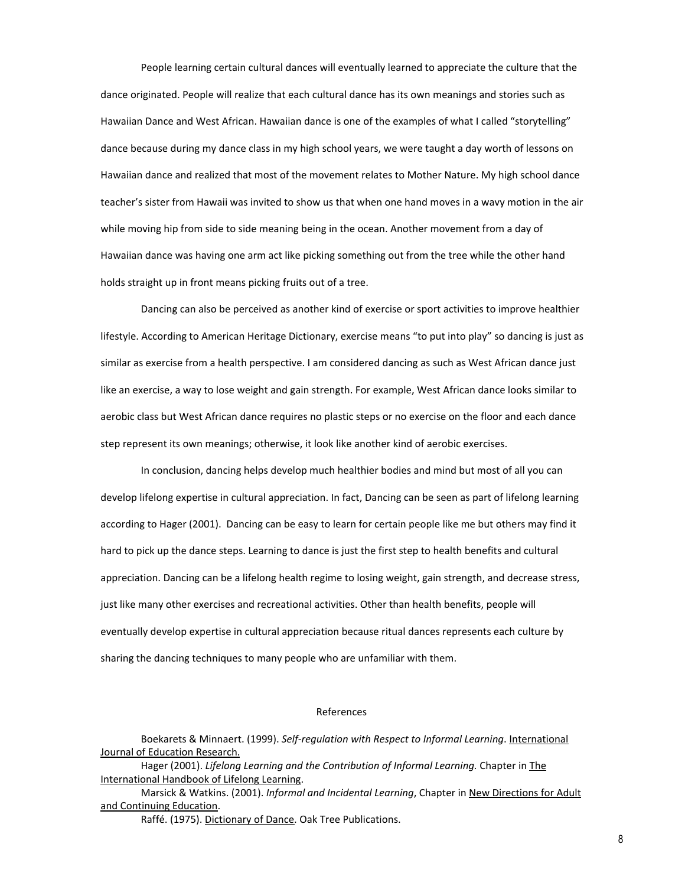People learning certain cultural dances will eventually learned to appreciate the culture that the dance originated. People will realize that each cultural dance has its own meanings and stories such as Hawaiian Dance and West African. Hawaiian dance is one of the examples of what I called "storytelling" dance because during my dance class in my high school years, we were taught a day worth of lessons on Hawaiian dance and realized that most of the movement relates to Mother Nature. My high school dance teacher's sister from Hawaii was invited to show us that when one hand moves in a wavy motion in the air while moving hip from side to side meaning being in the ocean. Another movement from a day of Hawaiian dance was having one arm act like picking something out from the tree while the other hand holds straight up in front means picking fruits out of a tree.

Dancing can also be perceived as another kind of exercise or sport activities to improve healthier lifestyle. According to American Heritage Dictionary, exercise means "to put into play" so dancing is just as similar as exercise from a health perspective. I am considered dancing as such as West African dance just like an exercise, a way to lose weight and gain strength. For example, West African dance looks similar to aerobic class but West African dance requires no plastic steps or no exercise on the floor and each dance step represent its own meanings; otherwise, it look like another kind of aerobic exercises.

In conclusion, dancing helps develop much healthier bodies and mind but most of all you can develop lifelong expertise in cultural appreciation. In fact, Dancing can be seen as part of lifelong learning according to Hager (2001). Dancing can be easy to learn for certain people like me but others may find it hard to pick up the dance steps. Learning to dance is just the first step to health benefits and cultural appreciation. Dancing can be a lifelong health regime to losing weight, gain strength, and decrease stress, just like many other exercises and recreational activities. Other than health benefits, people will eventually develop expertise in cultural appreciation because ritual dances represents each culture by sharing the dancing techniques to many people who are unfamiliar with them.

## References

Boekarets & Minnaert. (1999). *Self-regulation with Respect to Informal Learning*. International Journal of Education Research.

Hager (2001). *Lifelong Learning and the Contribution of Informal Learning.* Chapter in The International Handbook of Lifelong Learning.

Marsick & Watkins. (2001). *Informal and Incidental Learning*, Chapter in New Directions for Adult and Continuing Education.

Raffé. (1975). Dictionary of Dance. Oak Tree Publications.